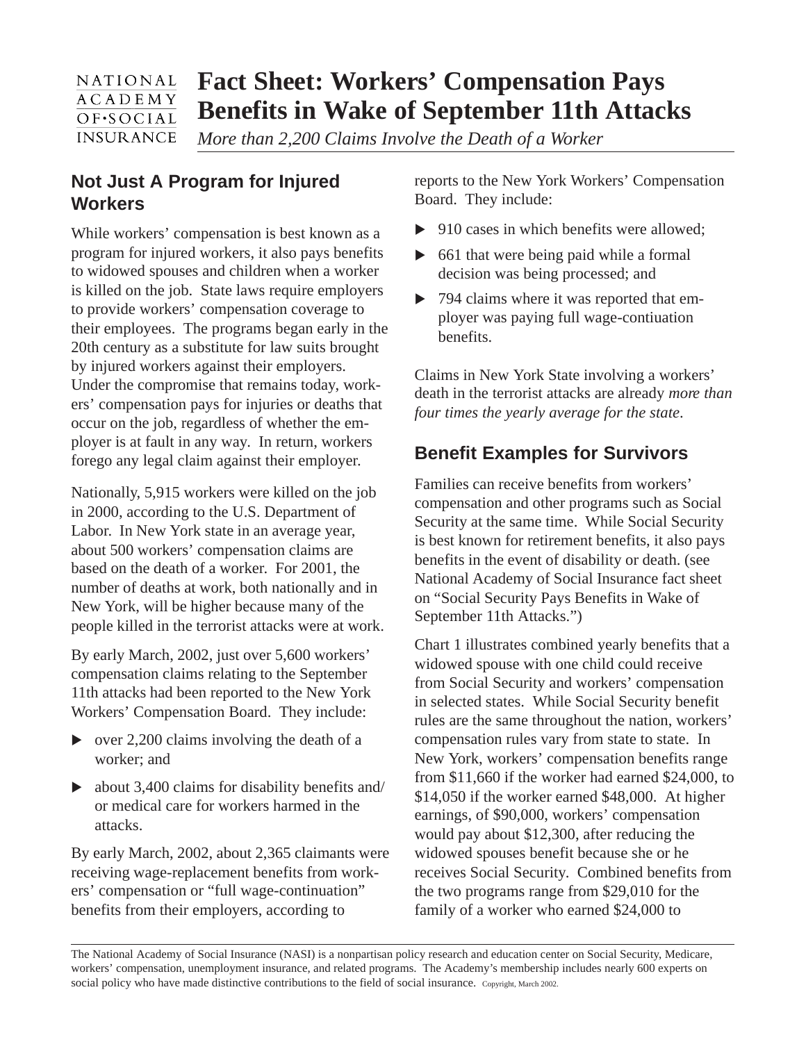# Fact Sheet: Workers' Compensation Pays Benefits in Wake of September 11th Attacks

*More than 2,200 Claims Involve the Death of a Worker*

## Not Just A Program for Injured Workers

While workers' compensation is best known as a program for injured workers, it also pays benefits to widowed spouses and children when a worker is killed on the job. State laws require employers to provide workers' compensation coverage to their employees. The programs began early in the 20th century as a substitute for law suits brought by injured workers against their employers. Under the compromise that remains today, workers' compensation pays for injuries or deaths that occur on the job, regardless of whether the employer is at fault in any way. In return, workers forego any legal claim against their employer.

Nationally, 5,915 workers were killed on the job in 2000, according to the U.S. Department of Labor. In New York state in an average year, about 500 workers' compensation claims are based on the death of a worker. For 2001, the number of deaths at work, both nationally and in New York, will be higher because many of the people killed in the terrorist attacks were at work.

By early March, 2002, just over 5,600 workers' compensation claims relating to the September 11th attacks had been reported to the New York Workers' Compensation Board. They include:

- over 2,200 claims involving the death of a worker; and
- about 3,400 claims for disability benefits and/or medical care for workers harmed in the attacks.

By early March, 2002, about 2,365 claimants were receiving wage-replacement benefits from workers' compensation or "full wage-continuation" benefits from their employers, according to reports to the New York Workers' Compensation Board. They include:

- 910 cases in which benefits were allowed;
- 661 that were being paid while a formal decision was being processed; and
- 794 claims where it was reported that employer was paying full wage-contiuation benefits.

Claims in New York State involving a workers' death in the terrorist attacks are already *more than four times the yearly average for the state*.

## Benefit Examples for Survivors

Families can receive benefits from workers' compensation and other programs such as Social Security at the same time. While Social Security is best known for retirement benefits, it also pays benefits in the event of disability or death. (see National Academy of Social Insurance fact sheet on "Social Security Pays Benefits in Wake of September 11th Attacks.")

Chart 1 illustrates combined yearly benefits that a widowed spouse with one child could receive from Social Security and workers' compensation in selected states. While Social Security benefit rules are the same throughout the nation, workers' compensation rules vary from state to state. In New York, workers' compensation benefits range from $11,660 if the worker had earned $24,000, to $14,050 if the worker earned $48,000. At higher earnings, of $90,000, workers' compensation would pay about $12,300, after reducing the widowed spouses benefit because she or he receives Social Security. Combined benefits from the two programs range from $29,010 for the family of a worker who earned $24,000 to

---

The National Academy of Social Insurance (NASI) is a nonpartisan policy research and education center on Social Security, Medicare, workers' compensation, unemployment insurance, and related programs. The Academy's membership includes nearly 600 experts on social policy who have made distinctive contributions to the field of social insurance. Copyright, March 2002.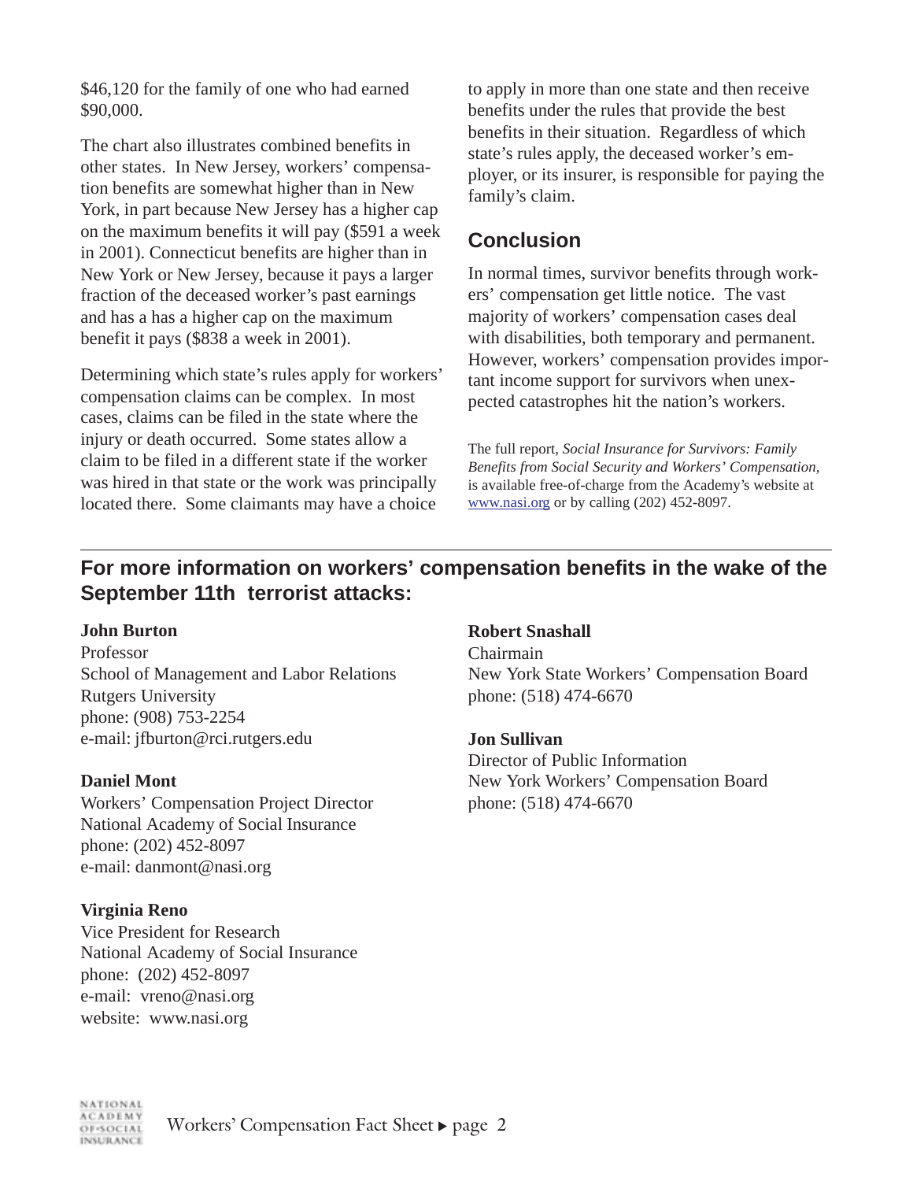$46,120 for the family of one who had earned $90,000.

The chart also illustrates combined benefits in other states. In New Jersey, workers' compensation benefits are somewhat higher than in New York, in part because New Jersey has a higher cap on the maximum benefits it will pay ($591 a week in 2001). Connecticut benefits are higher than in New York or New Jersey, because it pays a larger fraction of the deceased worker's past earnings and has a has a higher cap on the maximum benefit it pays ($838 a week in 2001).

Determining which state's rules apply for workers' compensation claims can be complex. In most cases, claims can be filed in the state where the injury or death occurred. Some states allow a claim to be filed in a different state if the worker was hired in that state or the work was principally located there. Some claimants may have a choice to apply in more than one state and then receive benefits under the rules that provide the best benefits in their situation. Regardless of which state's rules apply, the deceased worker's employer, or its insurer, is responsible for paying the family's claim.

## Conclusion

In normal times, survivor benefits through workers' compensation get little notice. The vast majority of workers' compensation cases deal with disabilities, both temporary and permanent. However, workers' compensation provides important income support for survivors when unexpected catastrophes hit the nation's workers.

The full report, *Social Insurance for Survivors: Family Benefits from Social Security and Workers' Compensation*, is available free-of-charge from the Academy's website at www.nasi.org or by calling (202) 452-8097.

---

## For more information on workers' compensation benefits in the wake of the September 11th terrorist attacks:

**John Burton**
Professor
School of Management and Labor Relations
Rutgers University
phone: (908) 753-2254
e-mail: jfburton@rci.rutgers.edu

**Daniel Mont**
Workers' Compensation Project Director
National Academy of Social Insurance
phone: (202) 452-8097
e-mail: danmont@nasi.org

**Virginia Reno**
Vice President for Research
National Academy of Social Insurance
phone: (202) 452-8097
e-mail: vreno@nasi.org
website: www.nasi.org

**Robert Snashall**
Chairmain
New York State Workers' Compensation Board
phone: (518) 474-6670

**Jon Sullivan**
Director of Public Information
New York Workers' Compensation Board
phone: (518) 474-6670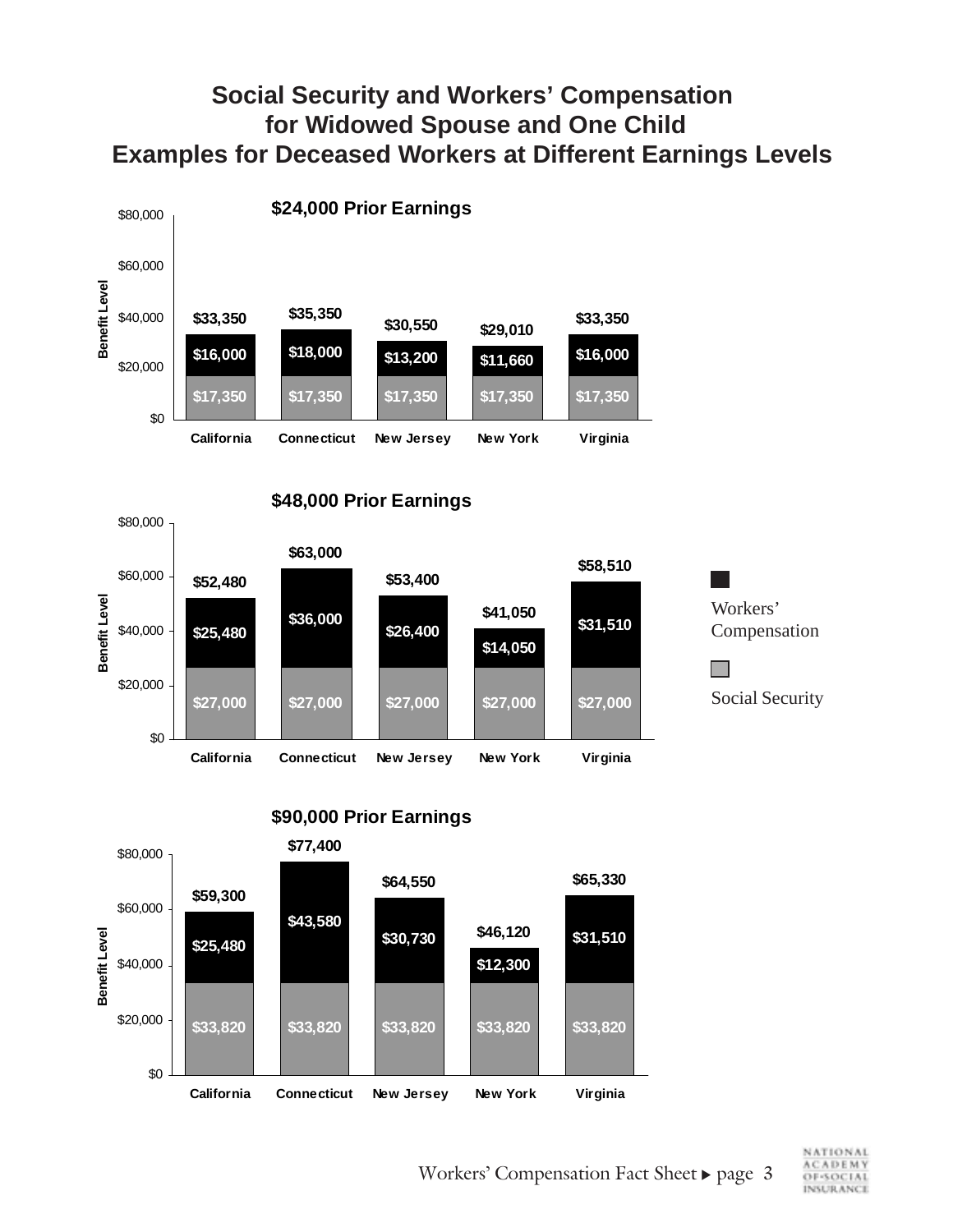# Social Security and Workers' Compensation for Widowed Spouse and One Child Examples for Deceased Workers at Different Earnings Levels

**$24,000 Prior Earnings**

Benefit Level

$80,000
$60,000
$40,000
$20,000
$0

California: $33,350 — $16,000 — $17,350
Connecticut: $35,350 — $18,000 — $17,350
New Jersey: $30,550 — $13,200 — $17,350
New York: $29,010 — $11,660 — $17,350
Virginia: $33,350 — $16,000 — $17,350

**$48,000 Prior Earnings**

Benefit Level

$80,000
$60,000
$40,000
$20,000
$0

California: $52,480 — $25,480 — $27,000
Connecticut: $63,000 — $36,000 — $27,000
New Jersey: $53,400 — $26,400 — $27,000
New York: $41,050 — $14,050 — $27,000
Virginia: $58,510 — $31,510 — $27,000

Workers' Compensation

Social Security

**$90,000 Prior Earnings**

Benefit Level

$80,000
$60,000
$40,000
$20,000
$0

California: $59,300 — $25,480 — $33,820
Connecticut: $77,400 — $43,580 — $33,820
New Jersey: $64,550 — $30,730 — $33,820
New York: $46,120 — $12,300 — $33,820
Virginia: $65,330 — $31,510 — $33,820